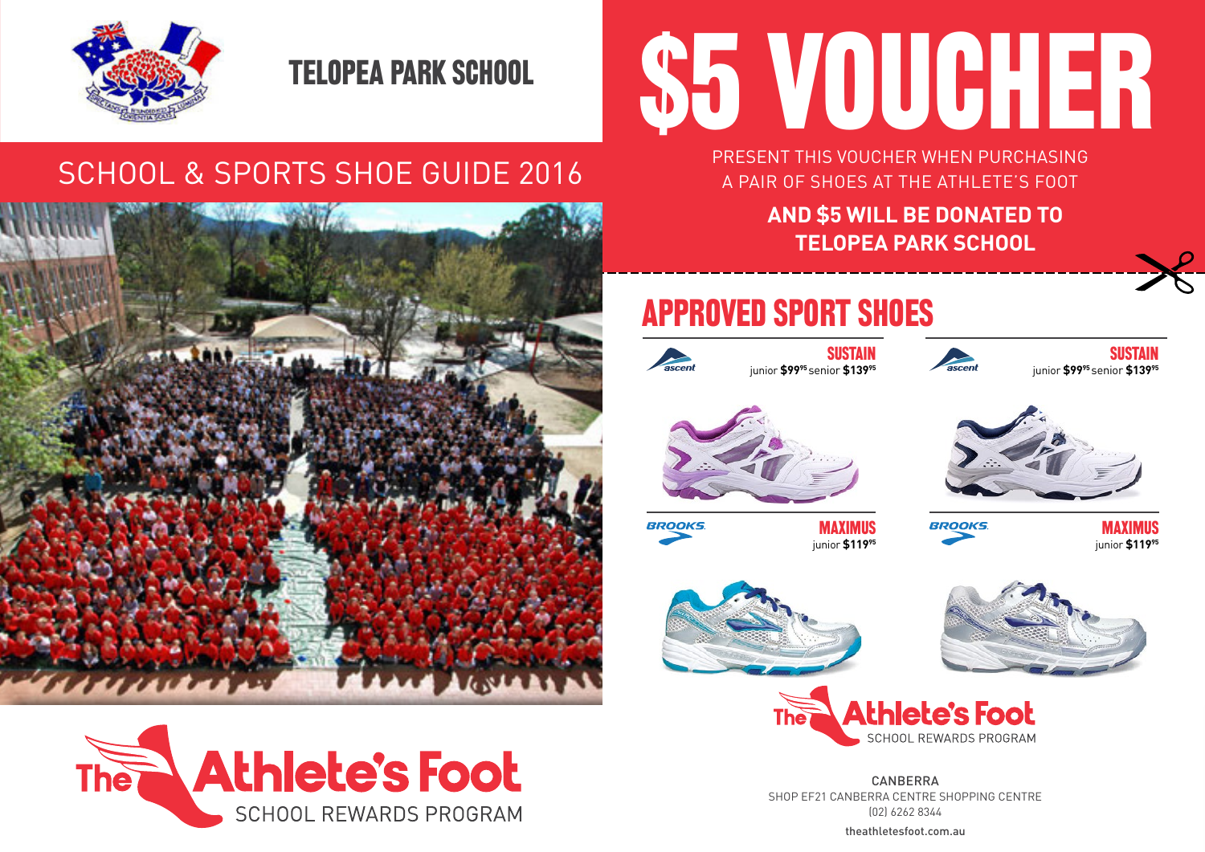# TELOPEA PARK SCHOOL

## SCHOOL & SPORTS SHOE GUIDE 2016

The Athlete's Foot
SCHOOL REWARDS PROGRAM

# $5 VOUCHER

PRESENT THIS VOUCHER WHEN PURCHASING A PAIR OF SHOES AT THE ATHLETE'S FOOT

**AND $5 WILL BE DONATED TO TELOPEA PARK SCHOOL**

## APPROVED SPORT SHOES

ascent **SUSTAIN**
junior **$99.95** senior **$139.95**

ascent **SUSTAIN**
junior **$99.95** senior **$139.95**

BROOKS **MAXIMUS**
junior **$119.95**

BROOKS **MAXIMUS**
junior **$119.95**

The Athlete's Foot
SCHOOL REWARDS PROGRAM

CANBERRA
SHOP EF21 CANBERRA CENTRE SHOPPING CENTRE
(02) 6262 8344

theathletesfoot.com.au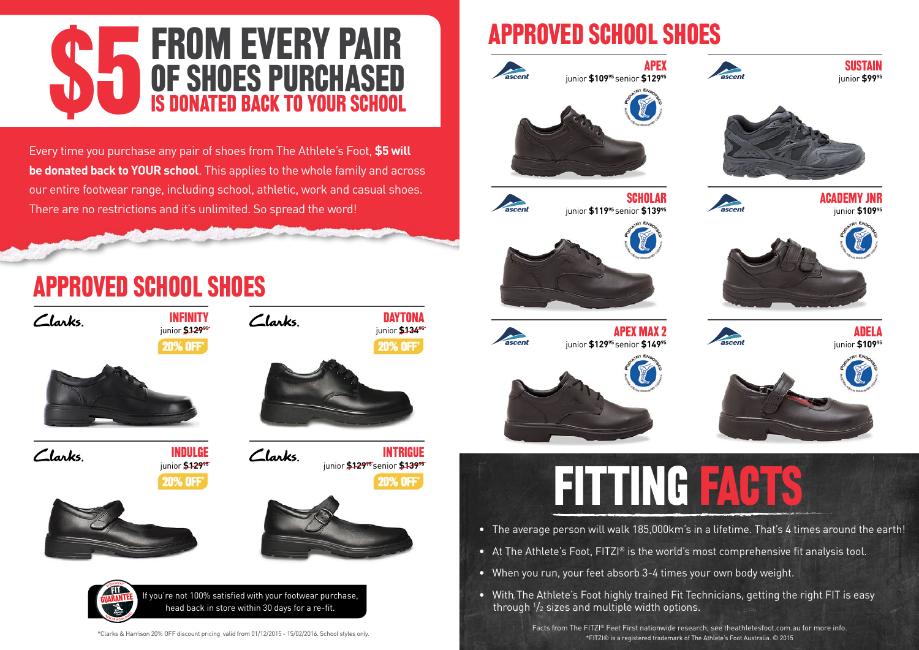# $5 FROM EVERY PAIR OF SHOES PURCHASED IS DONATED BACK TO YOUR SCHOOL

Every time you purchase any pair of shoes from The Athlete's Foot, **$5 will be donated back to YOUR school**. This applies to the whole family and across our entire footwear range, including school, athletic, work and casual shoes. There are no restrictions and it's unlimited. So spread the word!

## APPROVED SCHOOL SHOES

**Clarks.**

**INFINITY**
junior ~~$129.95~~
20% OFF*

**Clarks.**

**DAYTONA**
junior ~~$134.95~~
20% OFF*

**Clarks.**

**INDULGE**
junior ~~$129.95~~
20% OFF*

**Clarks.**

**INTRIGUE**
junior ~~$129.95~~ senior ~~$139.95~~
20% OFF*

FIT GUARANTEE — If you're not 100% satisfied with your footwear purchase, head back in store within 30 days for a re-fit.

*Clarks & Harrison 20% OFF discount pricing valid from 01/12/2015 - 15/02/2016. School styles only.

## APPROVED SCHOOL SHOES

**ascent**

**APEX**
junior **$109.95** senior **$129.95**

**ascent**

**SUSTAIN**
junior **$99.95**

**ascent**

**SCHOLAR**
junior **$119.95** senior **$139.95**

**ascent**

**ACADEMY JNR**
junior **$109.95**

**ascent**

**APEX MAX 2**
junior **$129.95** senior **$149.95**

**ascent**

**ADELA**
junior **$109.95**

# FITTING FACTS

- The average person will walk 185,000km's in a lifetime. That's 4 times around the earth!
- At The Athlete's Foot, FITZI® is the world's most comprehensive fit analysis tool.
- When you run, your feet absorb 3-4 times your own body weight.
- With The Athlete's Foot highly trained Fit Technicians, getting the right FIT is easy through 1/2 sizes and multiple width options.

Facts from The FITZI® Feet First nationwide research, see theathletesfoot.com.au for more info.
*FITZI® is a registered trademark of The Athlete's Foot Australia. © 2015